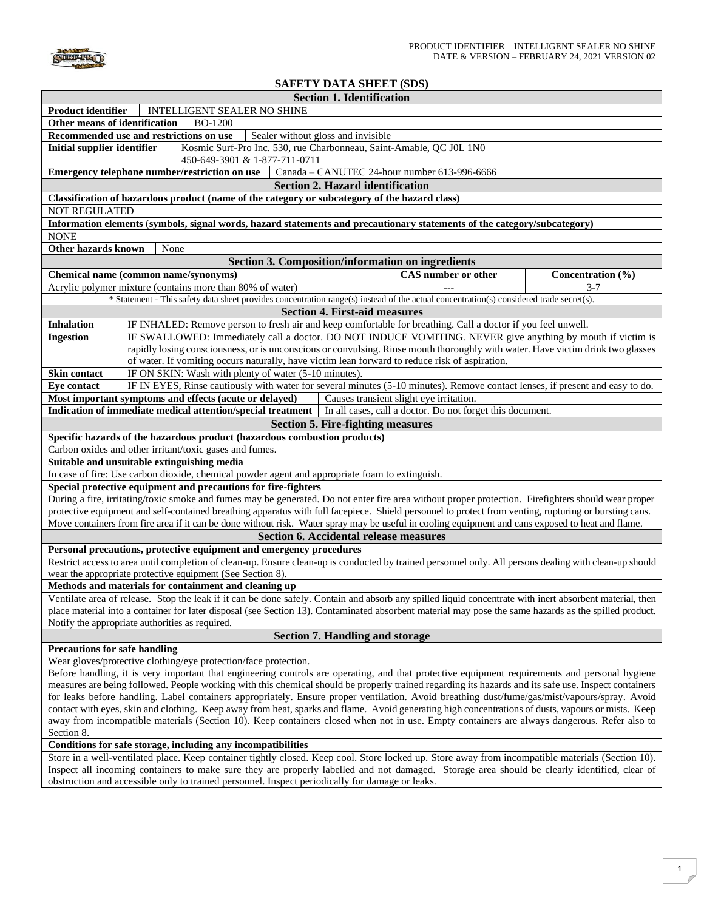# SAFETY DATA SHEET (SDS)

## Section 1. Identification

**Product identifier**: INTELLIGENT SEALER NO SHINE

**Other means of identification**: BO-1200

**Recommended use and restrictions on use**: Sealer without gloss and invisible

**Initial supplier identifier**: Kosmic Surf-Pro Inc. 530, rue Charbonneau, Saint-Amable, QC J0L 1N0
450-649-3901 & 1-877-711-0711

**Emergency telephone number/restriction on use**: Canada – CANUTEC 24-hour number 613-996-6666

## Section 2. Hazard identification

**Classification of hazardous product (name of the category or subcategory of the hazard class)**

NOT REGULATED

**Information elements (symbols, signal words, hazard statements and precautionary statements of the category/subcategory)**

NONE

**Other hazards known**: None

## Section 3. Composition/information on ingredients

| Chemical name (common name/synonyms) | CAS number or other | Concentration (%) |
|---|---|---|
| Acrylic polymer mixture (contains more than 80% of water) | --- | 3-7 |

\* Statement - This safety data sheet provides concentration range(s) instead of the actual concentration(s) considered trade secret(s).

## Section 4. First-aid measures

| | |
|---|---|
| **Inhalation** | IF INHALED: Remove person to fresh air and keep comfortable for breathing. Call a doctor if you feel unwell. |
| **Ingestion** | IF SWALLOWED: Immediately call a doctor. DO NOT INDUCE VOMITING. NEVER give anything by mouth if victim is rapidly losing consciousness, or is unconscious or convulsing. Rinse mouth thoroughly with water. Have victim drink two glasses of water. If vomiting occurs naturally, have victim lean forward to reduce risk of aspiration. |
| **Skin contact** | IF ON SKIN: Wash with plenty of water (5-10 minutes). |
| **Eye contact** | IF IN EYES, Rinse cautiously with water for several minutes (5-10 minutes). Remove contact lenses, if present and easy to do. |

**Most important symptoms and effects (acute or delayed)**: Causes transient slight eye irritation.

**Indication of immediate medical attention/special treatment**: In all cases, call a doctor. Do not forget this document.

## Section 5. Fire-fighting measures

**Specific hazards of the hazardous product (hazardous combustion products)**

Carbon oxides and other irritant/toxic gases and fumes.

**Suitable and unsuitable extinguishing media**

In case of fire: Use carbon dioxide, chemical powder agent and appropriate foam to extinguish.

**Special protective equipment and precautions for fire-fighters**

During a fire, irritating/toxic smoke and fumes may be generated. Do not enter fire area without proper protection. Firefighters should wear proper protective equipment and self-contained breathing apparatus with full facepiece. Shield personnel to protect from venting, rupturing or bursting cans. Move containers from fire area if it can be done without risk. Water spray may be useful in cooling equipment and cans exposed to heat and flame.

## Section 6. Accidental release measures

**Personal precautions, protective equipment and emergency procedures**

Restrict access to area until completion of clean-up. Ensure clean-up is conducted by trained personnel only. All persons dealing with clean-up should wear the appropriate protective equipment (See Section 8).

**Methods and materials for containment and cleaning up**

Ventilate area of release. Stop the leak if it can be done safely. Contain and absorb any spilled liquid concentrate with inert absorbent material, then place material into a container for later disposal (see Section 13). Contaminated absorbent material may pose the same hazards as the spilled product. Notify the appropriate authorities as required.

## Section 7. Handling and storage

**Precautions for safe handling**

Wear gloves/protective clothing/eye protection/face protection.
Before handling, it is very important that engineering controls are operating, and that protective equipment requirements and personal hygiene measures are being followed. People working with this chemical should be properly trained regarding its hazards and its safe use. Inspect containers for leaks before handling. Label containers appropriately. Ensure proper ventilation. Avoid breathing dust/fume/gas/mist/vapours/spray. Avoid contact with eyes, skin and clothing. Keep away from heat, sparks and flame. Avoid generating high concentrations of dusts, vapours or mists. Keep away from incompatible materials (Section 10). Keep containers closed when not in use. Empty containers are always dangerous. Refer also to Section 8.

**Conditions for safe storage, including any incompatibilities**

Store in a well-ventilated place. Keep container tightly closed. Keep cool. Store locked up. Store away from incompatible materials (Section 10). Inspect all incoming containers to make sure they are properly labelled and not damaged. Storage area should be clearly identified, clear of obstruction and accessible only to trained personnel. Inspect periodically for damage or leaks.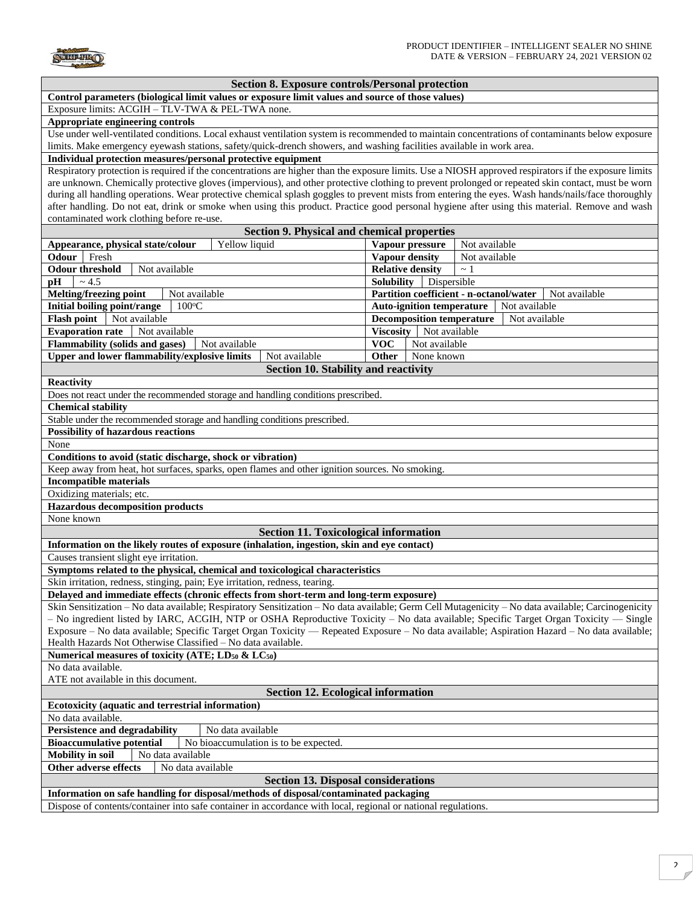## Section 8. Exposure controls/Personal protection

**Control parameters (biological limit values or exposure limit values and source of those values)**

Exposure limits: ACGIH – TLV-TWA & PEL-TWA none.

**Appropriate engineering controls**

Use under well-ventilated conditions. Local exhaust ventilation system is recommended to maintain concentrations of contaminants below exposure limits. Make emergency eyewash stations, safety/quick-drench showers, and washing facilities available in work area.

**Individual protection measures/personal protective equipment**

Respiratory protection is required if the concentrations are higher than the exposure limits. Use a NIOSH approved respirators if the exposure limits are unknown. Chemically protective gloves (impervious), and other protective clothing to prevent prolonged or repeated skin contact, must be worn during all handling operations. Wear protective chemical splash goggles to prevent mists from entering the eyes. Wash hands/nails/face thoroughly after handling. Do not eat, drink or smoke when using this product. Practice good personal hygiene after using this material. Remove and wash contaminated work clothing before re-use.

## Section 9. Physical and chemical properties

| Property | Value | Property | Value |
|---|---|---|---|
| **Appearance, physical state/colour** | Yellow liquid | **Vapour pressure** | Not available |
| **Odour** | Fresh | **Vapour density** | Not available |
| **Odour threshold** | Not available | **Relative density** | ~ 1 |
| **pH** | ~ 4.5 | **Solubility** | Dispersible |
| **Melting/freezing point** | Not available | **Partition coefficient - n-octanol/water** | Not available |
| **Initial boiling point/range** | 100ºC | **Auto-ignition temperature** | Not available |
| **Flash point** | Not available | **Decomposition temperature** | Not available |
| **Evaporation rate** | Not available | **Viscosity** | Not available |
| **Flammability (solids and gases)** | Not available | **VOC** | Not available |
| **Upper and lower flammability/explosive limits** | Not available | **Other** | None known |

## Section 10. Stability and reactivity

**Reactivity**

Does not react under the recommended storage and handling conditions prescribed.

**Chemical stability**

Stable under the recommended storage and handling conditions prescribed.

**Possibility of hazardous reactions**

None

**Conditions to avoid (static discharge, shock or vibration)**

Keep away from heat, hot surfaces, sparks, open flames and other ignition sources. No smoking.

**Incompatible materials**

Oxidizing materials; etc.

**Hazardous decomposition products**

None known

## Section 11. Toxicological information

**Information on the likely routes of exposure (inhalation, ingestion, skin and eye contact)**

Causes transient slight eye irritation.

**Symptoms related to the physical, chemical and toxicological characteristics**

Skin irritation, redness, stinging, pain; Eye irritation, redness, tearing.

**Delayed and immediate effects (chronic effects from short-term and long-term exposure)**

Skin Sensitization – No data available; Respiratory Sensitization – No data available; Germ Cell Mutagenicity – No data available; Carcinogenicity – No ingredient listed by IARC, ACGIH, NTP or OSHA Reproductive Toxicity – No data available; Specific Target Organ Toxicity — Single Exposure – No data available; Specific Target Organ Toxicity — Repeated Exposure – No data available; Aspiration Hazard – No data available; Health Hazards Not Otherwise Classified – No data available.

**Numerical measures of toxicity (ATE; $LD_{50}$ & $LC_{50}$)**

No data available.
ATE not available in this document.

## Section 12. Ecological information

**Ecotoxicity (aquatic and terrestrial information)**

No data available.

| | |
|---|---|
| **Persistence and degradability** | No data available |
| **Bioaccumulative potential** | No bioaccumulation is to be expected. |
| **Mobility in soil** | No data available |
| **Other adverse effects** | No data available |

## Section 13. Disposal considerations

**Information on safe handling for disposal/methods of disposal/contaminated packaging**

Dispose of contents/container into safe container in accordance with local, regional or national regulations.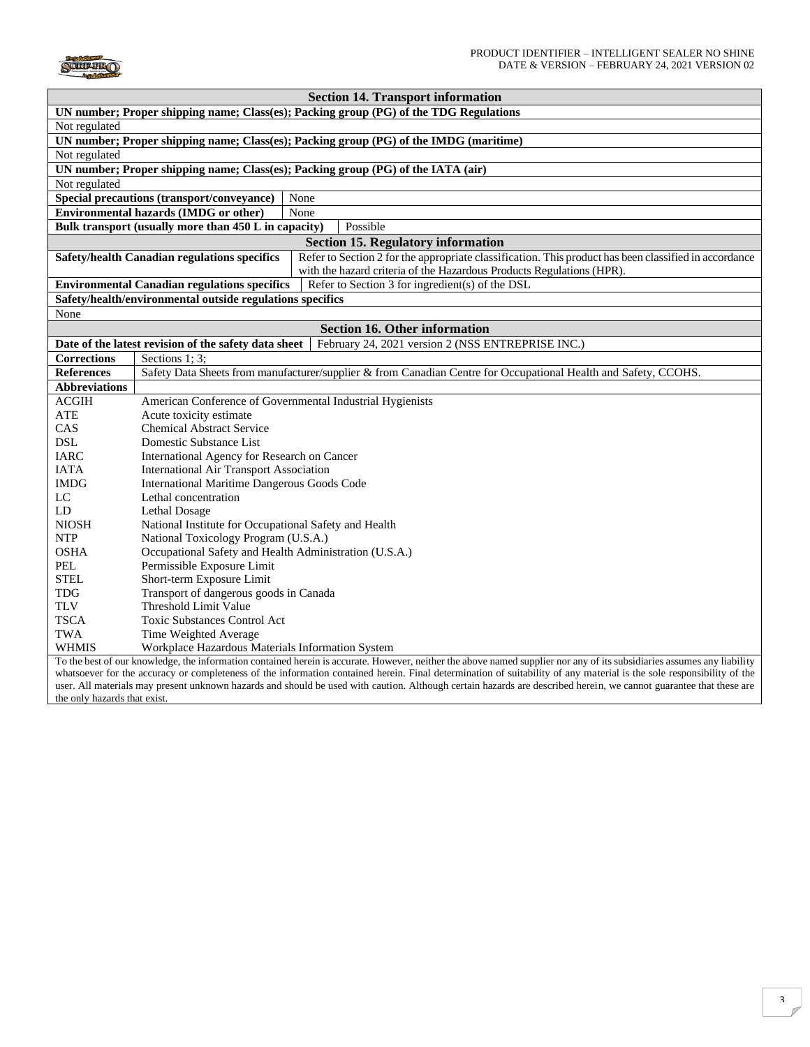## Section 14. Transport information

**UN number; Proper shipping name; Class(es); Packing group (PG) of the TDG Regulations**

Not regulated

**UN number; Proper shipping name; Class(es); Packing group (PG) of the IMDG (maritime)**

Not regulated

**UN number; Proper shipping name; Class(es); Packing group (PG) of the IATA (air)**

Not regulated

| | |
|---|---|
| **Special precautions (transport/conveyance)** | None |
| **Environmental hazards (IMDG or other)** | None |
| **Bulk transport (usually more than 450 L in capacity)** | Possible |

## Section 15. Regulatory information

| | |
|---|---|
| **Safety/health Canadian regulations specifics** | Refer to Section 2 for the appropriate classification. This product has been classified in accordance with the hazard criteria of the Hazardous Products Regulations (HPR). |
| **Environmental Canadian regulations specifics** | Refer to Section 3 for ingredient(s) of the DSL |

**Safety/health/environmental outside regulations specifics**

None

## Section 16. Other information

| | |
|---|---|
| **Date of the latest revision of the safety data sheet** | February 24, 2021 version 2 (NSS ENTREPRISE INC.) |
| **Corrections** | Sections 1; 3; |
| **References** | Safety Data Sheets from manufacturer/supplier & from Canadian Centre for Occupational Health and Safety, CCOHS. |

| **Abbreviations** | |
|---|---|
| ACGIH | American Conference of Governmental Industrial Hygienists |
| ATE | Acute toxicity estimate |
| CAS | Chemical Abstract Service |
| DSL | Domestic Substance List |
| IARC | International Agency for Research on Cancer |
| IATA | International Air Transport Association |
| IMDG | International Maritime Dangerous Goods Code |
| LC | Lethal concentration |
| LD | Lethal Dosage |
| NIOSH | National Institute for Occupational Safety and Health |
| NTP | National Toxicology Program (U.S.A.) |
| OSHA | Occupational Safety and Health Administration (U.S.A.) |
| PEL | Permissible Exposure Limit |
| STEL | Short-term Exposure Limit |
| TDG | Transport of dangerous goods in Canada |
| TLV | Threshold Limit Value |
| TSCA | Toxic Substances Control Act |
| TWA | Time Weighted Average |
| WHMIS | Workplace Hazardous Materials Information System |

To the best of our knowledge, the information contained herein is accurate. However, neither the above named supplier nor any of its subsidiaries assumes any liability whatsoever for the accuracy or completeness of the information contained herein. Final determination of suitability of any material is the sole responsibility of the user. All materials may present unknown hazards and should be used with caution. Although certain hazards are described herein, we cannot guarantee that these are the only hazards that exist.